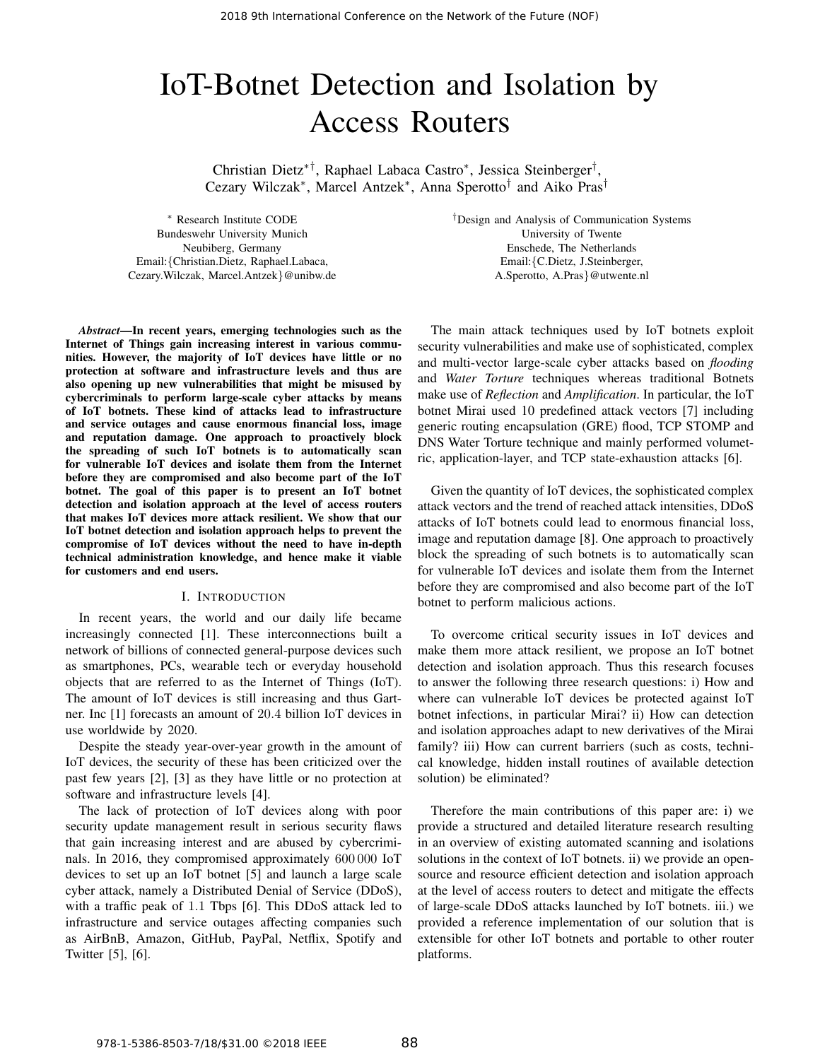# IoT-Botnet Detection and Isolation by Access Routers

Christian Dietz[*†], Raphael Labaca Castro[*], Jessica Steinberger[†], Cezary Wilczak[*], Marcel Antzek[*], Anna Sperotto[†] and Aiko Pras[†]

[*] Research Institute CODE
Bundeswehr University Munich
Neubiberg, Germany
Email:{Christian.Dietz, Raphael.Labaca, Cezary.Wilczak, Marcel.Antzek}@unibw.de

[†]Design and Analysis of Communication Systems
University of Twente
Enschede, The Netherlands
Email:{C.Dietz, J.Steinberger, A.Sperotto, A.Pras}@utwente.nl

***Abstract*—In recent years, emerging technologies such as the Internet of Things gain increasing interest in various communities. However, the majority of IoT devices have little or no protection at software and infrastructure levels and thus are also opening up new vulnerabilities that might be misused by cybercriminals to perform large-scale cyber attacks by means of IoT botnets. These kind of attacks lead to infrastructure and service outages and cause enormous financial loss, image and reputation damage. One approach to proactively block the spreading of such IoT botnets is to automatically scan for vulnerable IoT devices and isolate them from the Internet before they are compromised and also become part of the IoT botnet. The goal of this paper is to present an IoT botnet detection and isolation approach at the level of access routers that makes IoT devices more attack resilient. We show that our IoT botnet detection and isolation approach helps to prevent the compromise of IoT devices without the need to have in-depth technical administration knowledge, and hence make it viable for customers and end users.**

## I. Introduction

In recent years, the world and our daily life became increasingly connected [1]. These interconnections built a network of billions of connected general-purpose devices such as smartphones, PCs, wearable tech or everyday household objects that are referred to as the Internet of Things (IoT). The amount of IoT devices is still increasing and thus Gartner. Inc [1] forecasts an amount of 20.4 billion IoT devices in use worldwide by 2020.

Despite the steady year-over-year growth in the amount of IoT devices, the security of these has been criticized over the past few years [2], [3] as they have little or no protection at software and infrastructure levels [4].

The lack of protection of IoT devices along with poor security update management result in serious security flaws that gain increasing interest and are abused by cybercriminals. In 2016, they compromised approximately 600 000 IoT devices to set up an IoT botnet [5] and launch a large scale cyber attack, namely a Distributed Denial of Service (DDoS), with a traffic peak of 1.1 Tbps [6]. This DDoS attack led to infrastructure and service outages affecting companies such as AirBnB, Amazon, GitHub, PayPal, Netflix, Spotify and Twitter [5], [6].

The main attack techniques used by IoT botnets exploit security vulnerabilities and make use of sophisticated, complex and multi-vector large-scale cyber attacks based on *flooding* and *Water Torture* techniques whereas traditional Botnets make use of *Reflection* and *Amplification*. In particular, the IoT botnet Mirai used 10 predefined attack vectors [7] including generic routing encapsulation (GRE) flood, TCP STOMP and DNS Water Torture technique and mainly performed volumetric, application-layer, and TCP state-exhaustion attacks [6].

Given the quantity of IoT devices, the sophisticated complex attack vectors and the trend of reached attack intensities, DDoS attacks of IoT botnets could lead to enormous financial loss, image and reputation damage [8]. One approach to proactively block the spreading of such botnets is to automatically scan for vulnerable IoT devices and isolate them from the Internet before they are compromised and also become part of the IoT botnet to perform malicious actions.

To overcome critical security issues in IoT devices and make them more attack resilient, we propose an IoT botnet detection and isolation approach. Thus this research focuses to answer the following three research questions: i) How and where can vulnerable IoT devices be protected against IoT botnet infections, in particular Mirai? ii) How can detection and isolation approaches adapt to new derivatives of the Mirai family? iii) How can current barriers (such as costs, technical knowledge, hidden install routines of available detection solution) be eliminated?

Therefore the main contributions of this paper are: i) we provide a structured and detailed literature research resulting in an overview of existing automated scanning and isolations solutions in the context of IoT botnets. ii) we provide an open-source and resource efficient detection and isolation approach at the level of access routers to detect and mitigate the effects of large-scale DDoS attacks launched by IoT botnets. iii.) we provided a reference implementation of our solution that is extensible for other IoT botnets and portable to other router platforms.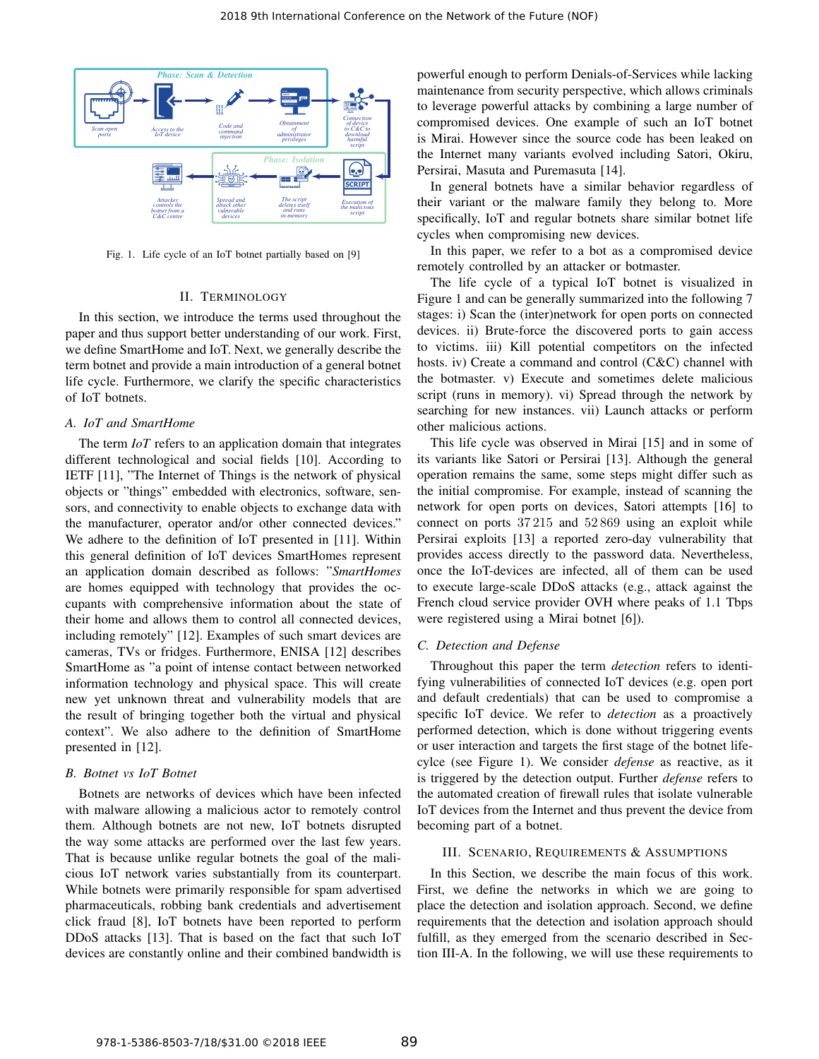Fig. 1. Life cycle of an IoT botnet partially based on [9]

## II. Terminology

In this section, we introduce the terms used throughout the paper and thus support better understanding of our work. First, we define SmartHome and IoT. Next, we generally describe the term botnet and provide a main introduction of a general botnet life cycle. Furthermore, we clarify the specific characteristics of IoT botnets.

### A. IoT and SmartHome

The term *IoT* refers to an application domain that integrates different technological and social fields [10]. According to IETF [11], "The Internet of Things is the network of physical objects or "things" embedded with electronics, software, sensors, and connectivity to enable objects to exchange data with the manufacturer, operator and/or other connected devices." We adhere to the definition of IoT presented in [11]. Within this general definition of IoT devices SmartHomes represent an application domain described as follows: "*SmartHomes* are homes equipped with technology that provides the occupants with comprehensive information about the state of their home and allows them to control all connected devices, including remotely" [12]. Examples of such smart devices are cameras, TVs or fridges. Furthermore, ENISA [12] describes SmartHome as "a point of intense contact between networked information technology and physical space. This will create new yet unknown threat and vulnerability models that are the result of bringing together both the virtual and physical context". We also adhere to the definition of SmartHome presented in [12].

### B. Botnet vs IoT Botnet

Botnets are networks of devices which have been infected with malware allowing a malicious actor to remotely control them. Although botnets are not new, IoT botnets disrupted the way some attacks are performed over the last few years. That is because unlike regular botnets the goal of the malicious IoT network varies substantially from its counterpart. While botnets were primarily responsible for spam advertised pharmaceuticals, robbing bank credentials and advertisement click fraud [8], IoT botnets have been reported to perform DDoS attacks [13]. That is based on the fact that such IoT devices are constantly online and their combined bandwidth is powerful enough to perform Denials-of-Services while lacking maintenance from security perspective, which allows criminals to leverage powerful attacks by combining a large number of compromised devices. One example of such an IoT botnet is Mirai. However since the source code has been leaked on the Internet many variants evolved including Satori, Okiru, Persirai, Masuta and Puremasuta [14].

In general botnets have a similar behavior regardless of their variant or the malware family they belong to. More specifically, IoT and regular botnets share similar botnet life cycles when compromising new devices.

In this paper, we refer to a bot as a compromised device remotely controlled by an attacker or botmaster.

The life cycle of a typical IoT botnet is visualized in Figure 1 and can be generally summarized into the following 7 stages: i) Scan the (inter)network for open ports on connected devices. ii) Brute-force the discovered ports to gain access to victims. iii) Kill potential competitors on the infected hosts. iv) Create a command and control (C&C) channel with the botmaster. v) Execute and sometimes delete malicious script (runs in memory). vi) Spread through the network by searching for new instances. vii) Launch attacks or perform other malicious actions.

This life cycle was observed in Mirai [15] and in some of its variants like Satori or Persirai [13]. Although the general operation remains the same, some steps might differ such as the initial compromise. For example, instead of scanning the network for open ports on devices, Satori attempts [16] to connect on ports 37 215 and 52 869 using an exploit while Persirai exploits [13] a reported zero-day vulnerability that provides access directly to the password data. Nevertheless, once the IoT-devices are infected, all of them can be used to execute large-scale DDoS attacks (e.g., attack against the French cloud service provider OVH where peaks of 1.1 Tbps were registered using a Mirai botnet [6]).

### C. Detection and Defense

Throughout this paper the term *detection* refers to identifying vulnerabilities of connected IoT devices (e.g. open port and default credentials) that can be used to compromise a specific IoT device. We refer to *detection* as a proactively performed detection, which is done without triggering events or user interaction and targets the first stage of the botnet lifecylce (see Figure 1). We consider *defense* as reactive, as it is triggered by the detection output. Further *defense* refers to the automated creation of firewall rules that isolate vulnerable IoT devices from the Internet and thus prevent the device from becoming part of a botnet.

## III. Scenario, Requirements & Assumptions

In this Section, we describe the main focus of this work. First, we define the networks in which we are going to place the detection and isolation approach. Second, we define requirements that the detection and isolation approach should fulfill, as they emerged from the scenario described in Section III-A. In the following, we will use these requirements to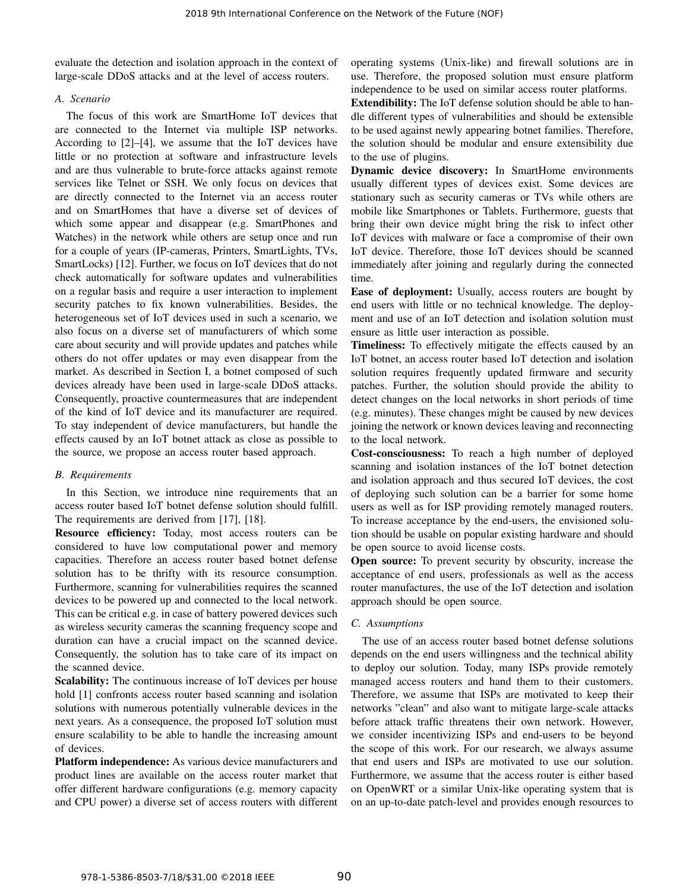evaluate the detection and isolation approach in the context of large-scale DDoS attacks and at the level of access routers.

### A. Scenario

The focus of this work are SmartHome IoT devices that are connected to the Internet via multiple ISP networks. According to [2]–[4], we assume that the IoT devices have little or no protection at software and infrastructure levels and are thus vulnerable to brute-force attacks against remote services like Telnet or SSH. We only focus on devices that are directly connected to the Internet via an access router and on SmartHomes that have a diverse set of devices of which some appear and disappear (e.g. SmartPhones and Watches) in the network while others are setup once and run for a couple of years (IP-cameras, Printers, SmartLights, TVs, SmartLocks) [12]. Further, we focus on IoT devices that do not check automatically for software updates and vulnerabilities on a regular basis and require a user interaction to implement security patches to fix known vulnerabilities. Besides, the heterogeneous set of IoT devices used in such a scenario, we also focus on a diverse set of manufacturers of which some care about security and will provide updates and patches while others do not offer updates or may even disappear from the market. As described in Section I, a botnet composed of such devices already have been used in large-scale DDoS attacks. Consequently, proactive countermeasures that are independent of the kind of IoT device and its manufacturer are required. To stay independent of device manufacturers, but handle the effects caused by an IoT botnet attack as close as possible to the source, we propose an access router based approach.

### B. Requirements

In this Section, we introduce nine requirements that an access router based IoT botnet defense solution should fulfill. The requirements are derived from [17], [18].

**Resource efficiency:** Today, most access routers can be considered to have low computational power and memory capacities. Therefore an access router based botnet defense solution has to be thrifty with its resource consumption. Furthermore, scanning for vulnerabilities requires the scanned devices to be powered up and connected to the local network. This can be critical e.g. in case of battery powered devices such as wireless security cameras the scanning frequency scope and duration can have a crucial impact on the scanned device. Consequently, the solution has to take care of its impact on the scanned device.

**Scalability:** The continuous increase of IoT devices per house hold [1] confronts access router based scanning and isolation solutions with numerous potentially vulnerable devices in the next years. As a consequence, the proposed IoT solution must ensure scalability to be able to handle the increasing amount of devices.

**Platform independence:** As various device manufacturers and product lines are available on the access router market that offer different hardware configurations (e.g. memory capacity and CPU power) a diverse set of access routers with different operating systems (Unix-like) and firewall solutions are in use. Therefore, the proposed solution must ensure platform independence to be used on similar access router platforms.

**Extendibility:** The IoT defense solution should be able to handle different types of vulnerabilities and should be extensible to be used against newly appearing botnet families. Therefore, the solution should be modular and ensure extensibility due to the use of plugins.

**Dynamic device discovery:** In SmartHome environments usually different types of devices exist. Some devices are stationary such as security cameras or TVs while others are mobile like Smartphones or Tablets. Furthermore, guests that bring their own device might bring the risk to infect other IoT devices with malware or face a compromise of their own IoT device. Therefore, those IoT devices should be scanned immediately after joining and regularly during the connected time.

**Ease of deployment:** Usually, access routers are bought by end users with little or no technical knowledge. The deployment and use of an IoT detection and isolation solution must ensure as little user interaction as possible.

**Timeliness:** To effectively mitigate the effects caused by an IoT botnet, an access router based IoT detection and isolation solution requires frequently updated firmware and security patches. Further, the solution should provide the ability to detect changes on the local networks in short periods of time (e.g. minutes). These changes might be caused by new devices joining the network or known devices leaving and reconnecting to the local network.

**Cost-consciousness:** To reach a high number of deployed scanning and isolation instances of the IoT botnet detection and isolation approach and thus secured IoT devices, the cost of deploying such solution can be a barrier for some home users as well as for ISP providing remotely managed routers. To increase acceptance by the end-users, the envisioned solution should be usable on popular existing hardware and should be open source to avoid license costs.

**Open source:** To prevent security by obscurity, increase the acceptance of end users, professionals as well as the access router manufactures, the use of the IoT detection and isolation approach should be open source.

### C. Assumptions

The use of an access router based botnet defense solutions depends on the end users willingness and the technical ability to deploy our solution. Today, many ISPs provide remotely managed access routers and hand them to their customers. Therefore, we assume that ISPs are motivated to keep their networks "clean" and also want to mitigate large-scale attacks before attack traffic threatens their own network. However, we consider incentivizing ISPs and end-users to be beyond the scope of this work. For our research, we always assume that end users and ISPs are motivated to use our solution. Furthermore, we assume that the access router is either based on OpenWRT or a similar Unix-like operating system that is on an up-to-date patch-level and provides enough resources to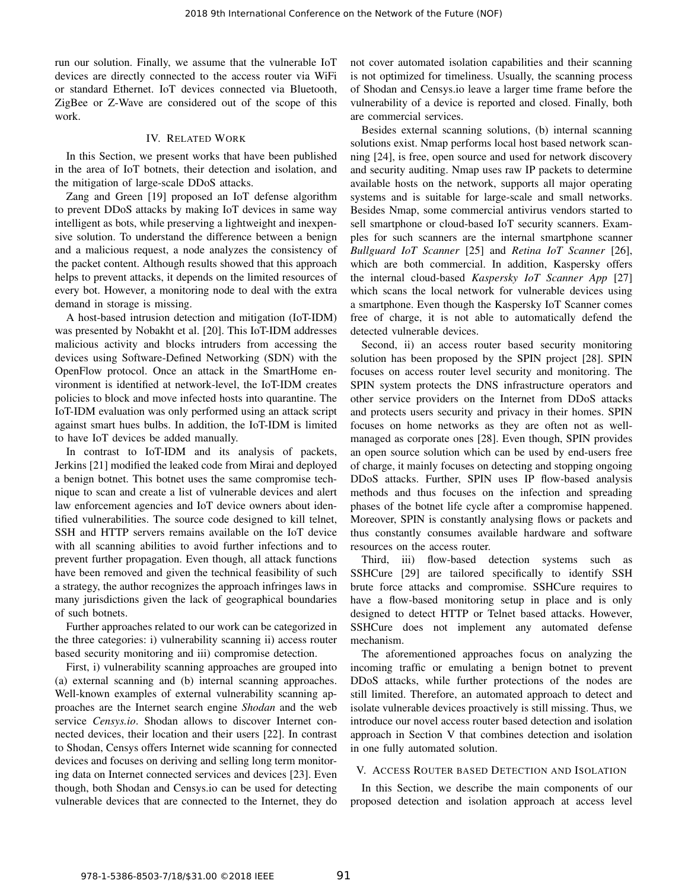run our solution. Finally, we assume that the vulnerable IoT devices are directly connected to the access router via WiFi or standard Ethernet. IoT devices connected via Bluetooth, ZigBee or Z-Wave are considered out of the scope of this work.

## IV. Related Work

In this Section, we present works that have been published in the area of IoT botnets, their detection and isolation, and the mitigation of large-scale DDoS attacks.

Zang and Green [19] proposed an IoT defense algorithm to prevent DDoS attacks by making IoT devices in same way intelligent as bots, while preserving a lightweight and inexpensive solution. To understand the difference between a benign and a malicious request, a node analyzes the consistency of the packet content. Although results showed that this approach helps to prevent attacks, it depends on the limited resources of every bot. However, a monitoring node to deal with the extra demand in storage is missing.

A host-based intrusion detection and mitigation (IoT-IDM) was presented by Nobakht et al. [20]. This IoT-IDM addresses malicious activity and blocks intruders from accessing the devices using Software-Defined Networking (SDN) with the OpenFlow protocol. Once an attack in the SmartHome environment is identified at network-level, the IoT-IDM creates policies to block and move infected hosts into quarantine. The IoT-IDM evaluation was only performed using an attack script against smart hues bulbs. In addition, the IoT-IDM is limited to have IoT devices be added manually.

In contrast to IoT-IDM and its analysis of packets, Jerkins [21] modified the leaked code from Mirai and deployed a benign botnet. This botnet uses the same compromise technique to scan and create a list of vulnerable devices and alert law enforcement agencies and IoT device owners about identified vulnerabilities. The source code designed to kill telnet, SSH and HTTP servers remains available on the IoT device with all scanning abilities to avoid further infections and to prevent further propagation. Even though, all attack functions have been removed and given the technical feasibility of such a strategy, the author recognizes the approach infringes laws in many jurisdictions given the lack of geographical boundaries of such botnets.

Further approaches related to our work can be categorized in the three categories: i) vulnerability scanning ii) access router based security monitoring and iii) compromise detection.

First, i) vulnerability scanning approaches are grouped into (a) external scanning and (b) internal scanning approaches. Well-known examples of external vulnerability scanning approaches are the Internet search engine *Shodan* and the web service *Censys.io*. Shodan allows to discover Internet connected devices, their location and their users [22]. In contrast to Shodan, Censys offers Internet wide scanning for connected devices and focuses on deriving and selling long term monitoring data on Internet connected services and devices [23]. Even though, both Shodan and Censys.io can be used for detecting vulnerable devices that are connected to the Internet, they do not cover automated isolation capabilities and their scanning is not optimized for timeliness. Usually, the scanning process of Shodan and Censys.io leave a larger time frame before the vulnerability of a device is reported and closed. Finally, both are commercial services.

Besides external scanning solutions, (b) internal scanning solutions exist. Nmap performs local host based network scanning [24], is free, open source and used for network discovery and security auditing. Nmap uses raw IP packets to determine available hosts on the network, supports all major operating systems and is suitable for large-scale and small networks. Besides Nmap, some commercial antivirus vendors started to sell smartphone or cloud-based IoT security scanners. Examples for such scanners are the internal smartphone scanner *Bullguard IoT Scanner* [25] and *Retina IoT Scanner* [26], which are both commercial. In addition, Kaspersky offers the internal cloud-based *Kaspersky IoT Scanner App* [27] which scans the local network for vulnerable devices using a smartphone. Even though the Kaspersky IoT Scanner comes free of charge, it is not able to automatically defend the detected vulnerable devices.

Second, ii) an access router based security monitoring solution has been proposed by the SPIN project [28]. SPIN focuses on access router level security and monitoring. The SPIN system protects the DNS infrastructure operators and other service providers on the Internet from DDoS attacks and protects users security and privacy in their homes. SPIN focuses on home networks as they are often not as well-managed as corporate ones [28]. Even though, SPIN provides an open source solution which can be used by end-users free of charge, it mainly focuses on detecting and stopping ongoing DDoS attacks. Further, SPIN uses IP flow-based analysis methods and thus focuses on the infection and spreading phases of the botnet life cycle after a compromise happened. Moreover, SPIN is constantly analysing flows or packets and thus constantly consumes available hardware and software resources on the access router.

Third, iii) flow-based detection systems such as SSHCure [29] are tailored specifically to identify SSH brute force attacks and compromise. SSHCure requires to have a flow-based monitoring setup in place and is only designed to detect HTTP or Telnet based attacks. However, SSHCure does not implement any automated defense mechanism.

The aforementioned approaches focus on analyzing the incoming traffic or emulating a benign botnet to prevent DDoS attacks, while further protections of the nodes are still limited. Therefore, an automated approach to detect and isolate vulnerable devices proactively is still missing. Thus, we introduce our novel access router based detection and isolation approach in Section V that combines detection and isolation in one fully automated solution.

## V. Access Router based Detection and Isolation

In this Section, we describe the main components of our proposed detection and isolation approach at access level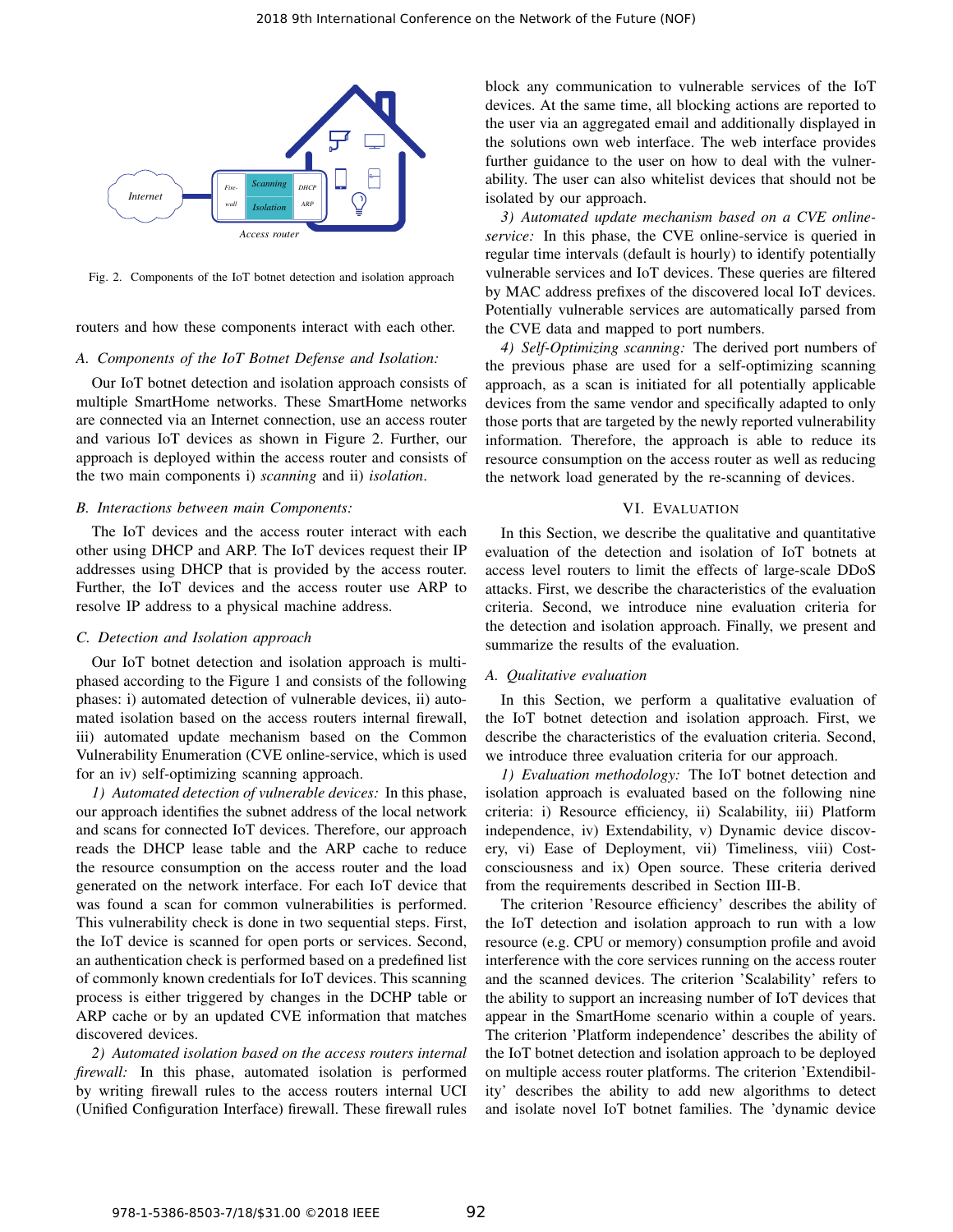Fig. 2. Components of the IoT botnet detection and isolation approach

routers and how these components interact with each other.

### A. Components of the IoT Botnet Defense and Isolation:

Our IoT botnet detection and isolation approach consists of multiple SmartHome networks. These SmartHome networks are connected via an Internet connection, use an access router and various IoT devices as shown in Figure 2. Further, our approach is deployed within the access router and consists of the two main components i) *scanning* and ii) *isolation*.

### B. Interactions between main Components:

The IoT devices and the access router interact with each other using DHCP and ARP. The IoT devices request their IP addresses using DHCP that is provided by the access router. Further, the IoT devices and the access router use ARP to resolve IP address to a physical machine address.

### C. Detection and Isolation approach

Our IoT botnet detection and isolation approach is multi-phased according to the Figure 1 and consists of the following phases: i) automated detection of vulnerable devices, ii) automated isolation based on the access routers internal firewall, iii) automated update mechanism based on the Common Vulnerability Enumeration (CVE online-service, which is used for an iv) self-optimizing scanning approach.

*1) Automated detection of vulnerable devices:* In this phase, our approach identifies the subnet address of the local network and scans for connected IoT devices. Therefore, our approach reads the DHCP lease table and the ARP cache to reduce the resource consumption on the access router and the load generated on the network interface. For each IoT device that was found a scan for common vulnerabilities is performed. This vulnerability check is done in two sequential steps. First, the IoT device is scanned for open ports or services. Second, an authentication check is performed based on a predefined list of commonly known credentials for IoT devices. This scanning process is either triggered by changes in the DCHP table or ARP cache or by an updated CVE information that matches discovered devices.

*2) Automated isolation based on the access routers internal firewall:* In this phase, automated isolation is performed by writing firewall rules to the access routers internal UCI (Unified Configuration Interface) firewall. These firewall rules block any communication to vulnerable services of the IoT devices. At the same time, all blocking actions are reported to the user via an aggregated email and additionally displayed in the solutions own web interface. The web interface provides further guidance to the user on how to deal with the vulnerability. The user can also whitelist devices that should not be isolated by our approach.

*3) Automated update mechanism based on a CVE online-service:* In this phase, the CVE online-service is queried in regular time intervals (default is hourly) to identify potentially vulnerable services and IoT devices. These queries are filtered by MAC address prefixes of the discovered local IoT devices. Potentially vulnerable services are automatically parsed from the CVE data and mapped to port numbers.

*4) Self-Optimizing scanning:* The derived port numbers of the previous phase are used for a self-optimizing scanning approach, as a scan is initiated for all potentially applicable devices from the same vendor and specifically adapted to only those ports that are targeted by the newly reported vulnerability information. Therefore, the approach is able to reduce its resource consumption on the access router as well as reducing the network load generated by the re-scanning of devices.

## VI. Evaluation

In this Section, we describe the qualitative and quantitative evaluation of the detection and isolation of IoT botnets at access level routers to limit the effects of large-scale DDoS attacks. First, we describe the characteristics of the evaluation criteria. Second, we introduce nine evaluation criteria for the detection and isolation approach. Finally, we present and summarize the results of the evaluation.

### A. Qualitative evaluation

In this Section, we perform a qualitative evaluation of the IoT botnet detection and isolation approach. First, we describe the characteristics of the evaluation criteria. Second, we introduce three evaluation criteria for our approach.

*1) Evaluation methodology:* The IoT botnet detection and isolation approach is evaluated based on the following nine criteria: i) Resource efficiency, ii) Scalability, iii) Platform independence, iv) Extendability, v) Dynamic device discovery, vi) Ease of Deployment, vii) Timeliness, viii) Cost-consciousness and ix) Open source. These criteria derived from the requirements described in Section III-B.

The criterion 'Resource efficiency' describes the ability of the IoT detection and isolation approach to run with a low resource (e.g. CPU or memory) consumption profile and avoid interference with the core services running on the access router and the scanned devices. The criterion 'Scalability' refers to the ability to support an increasing number of IoT devices that appear in the SmartHome scenario within a couple of years. The criterion 'Platform independence' describes the ability of the IoT botnet detection and isolation approach to be deployed on multiple access router platforms. The criterion 'Extendibility' describes the ability to add new algorithms to detect and isolate novel IoT botnet families. The 'dynamic device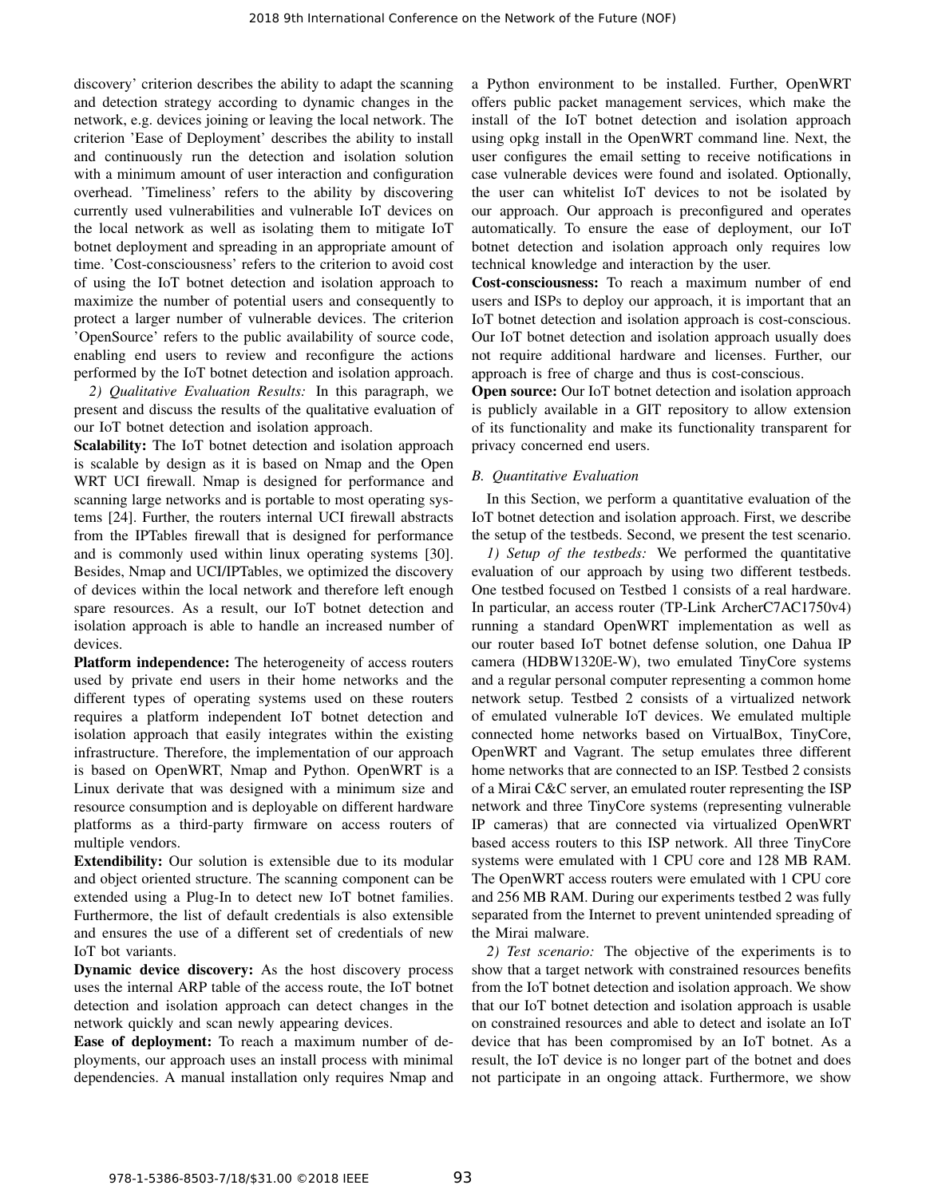discovery' criterion describes the ability to adapt the scanning and detection strategy according to dynamic changes in the network, e.g. devices joining or leaving the local network. The criterion 'Ease of Deployment' describes the ability to install and continuously run the detection and isolation solution with a minimum amount of user interaction and configuration overhead. 'Timeliness' refers to the ability by discovering currently used vulnerabilities and vulnerable IoT devices on the local network as well as isolating them to mitigate IoT botnet deployment and spreading in an appropriate amount of time. 'Cost-consciousness' refers to the criterion to avoid cost of using the IoT botnet detection and isolation approach to maximize the number of potential users and consequently to protect a larger number of vulnerable devices. The criterion 'OpenSource' refers to the public availability of source code, enabling end users to review and reconfigure the actions performed by the IoT botnet detection and isolation approach.

*2) Qualitative Evaluation Results:* In this paragraph, we present and discuss the results of the qualitative evaluation of our IoT botnet detection and isolation approach.

**Scalability:** The IoT botnet detection and isolation approach is scalable by design as it is based on Nmap and the Open WRT UCI firewall. Nmap is designed for performance and scanning large networks and is portable to most operating systems [24]. Further, the routers internal UCI firewall abstracts from the IPTables firewall that is designed for performance and is commonly used within linux operating systems [30]. Besides, Nmap and UCI/IPTables, we optimized the discovery of devices within the local network and therefore left enough spare resources. As a result, our IoT botnet detection and isolation approach is able to handle an increased number of devices.

**Platform independence:** The heterogeneity of access routers used by private end users in their home networks and the different types of operating systems used on these routers requires a platform independent IoT botnet detection and isolation approach that easily integrates within the existing infrastructure. Therefore, the implementation of our approach is based on OpenWRT, Nmap and Python. OpenWRT is a Linux derivate that was designed with a minimum size and resource consumption and is deployable on different hardware platforms as a third-party firmware on access routers of multiple vendors.

**Extendibility:** Our solution is extensible due to its modular and object oriented structure. The scanning component can be extended using a Plug-In to detect new IoT botnet families. Furthermore, the list of default credentials is also extensible and ensures the use of a different set of credentials of new IoT bot variants.

**Dynamic device discovery:** As the host discovery process uses the internal ARP table of the access route, the IoT botnet detection and isolation approach can detect changes in the network quickly and scan newly appearing devices.

**Ease of deployment:** To reach a maximum number of deployments, our approach uses an install process with minimal dependencies. A manual installation only requires Nmap and a Python environment to be installed. Further, OpenWRT offers public packet management services, which make the install of the IoT botnet detection and isolation approach using opkg install in the OpenWRT command line. Next, the user configures the email setting to receive notifications in case vulnerable devices were found and isolated. Optionally, the user can whitelist IoT devices to not be isolated by our approach. Our approach is preconfigured and operates automatically. To ensure the ease of deployment, our IoT botnet detection and isolation approach only requires low technical knowledge and interaction by the user.

**Cost-consciousness:** To reach a maximum number of end users and ISPs to deploy our approach, it is important that an IoT botnet detection and isolation approach is cost-conscious. Our IoT botnet detection and isolation approach usually does not require additional hardware and licenses. Further, our approach is free of charge and thus is cost-conscious.

**Open source:** Our IoT botnet detection and isolation approach is publicly available in a GIT repository to allow extension of its functionality and make its functionality transparent for privacy concerned end users.

### B. Quantitative Evaluation

In this Section, we perform a quantitative evaluation of the IoT botnet detection and isolation approach. First, we describe the setup of the testbeds. Second, we present the test scenario.

*1) Setup of the testbeds:* We performed the quantitative evaluation of our approach by using two different testbeds. One testbed focused on Testbed 1 consists of a real hardware. In particular, an access router (TP-Link ArcherC7AC1750v4) running a standard OpenWRT implementation as well as our router based IoT botnet defense solution, one Dahua IP camera (HDBW1320E-W), two emulated TinyCore systems and a regular personal computer representing a common home network setup. Testbed 2 consists of a virtualized network of emulated vulnerable IoT devices. We emulated multiple connected home networks based on VirtualBox, TinyCore, OpenWRT and Vagrant. The setup emulates three different home networks that are connected to an ISP. Testbed 2 consists of a Mirai C&C server, an emulated router representing the ISP network and three TinyCore systems (representing vulnerable IP cameras) that are connected via virtualized OpenWRT based access routers to this ISP network. All three TinyCore systems were emulated with 1 CPU core and 128 MB RAM. The OpenWRT access routers were emulated with 1 CPU core and 256 MB RAM. During our experiments testbed 2 was fully separated from the Internet to prevent unintended spreading of the Mirai malware.

*2) Test scenario:* The objective of the experiments is to show that a target network with constrained resources benefits from the IoT botnet detection and isolation approach. We show that our IoT botnet detection and isolation approach is usable on constrained resources and able to detect and isolate an IoT device that has been compromised by an IoT botnet. As a result, the IoT device is no longer part of the botnet and does not participate in an ongoing attack. Furthermore, we show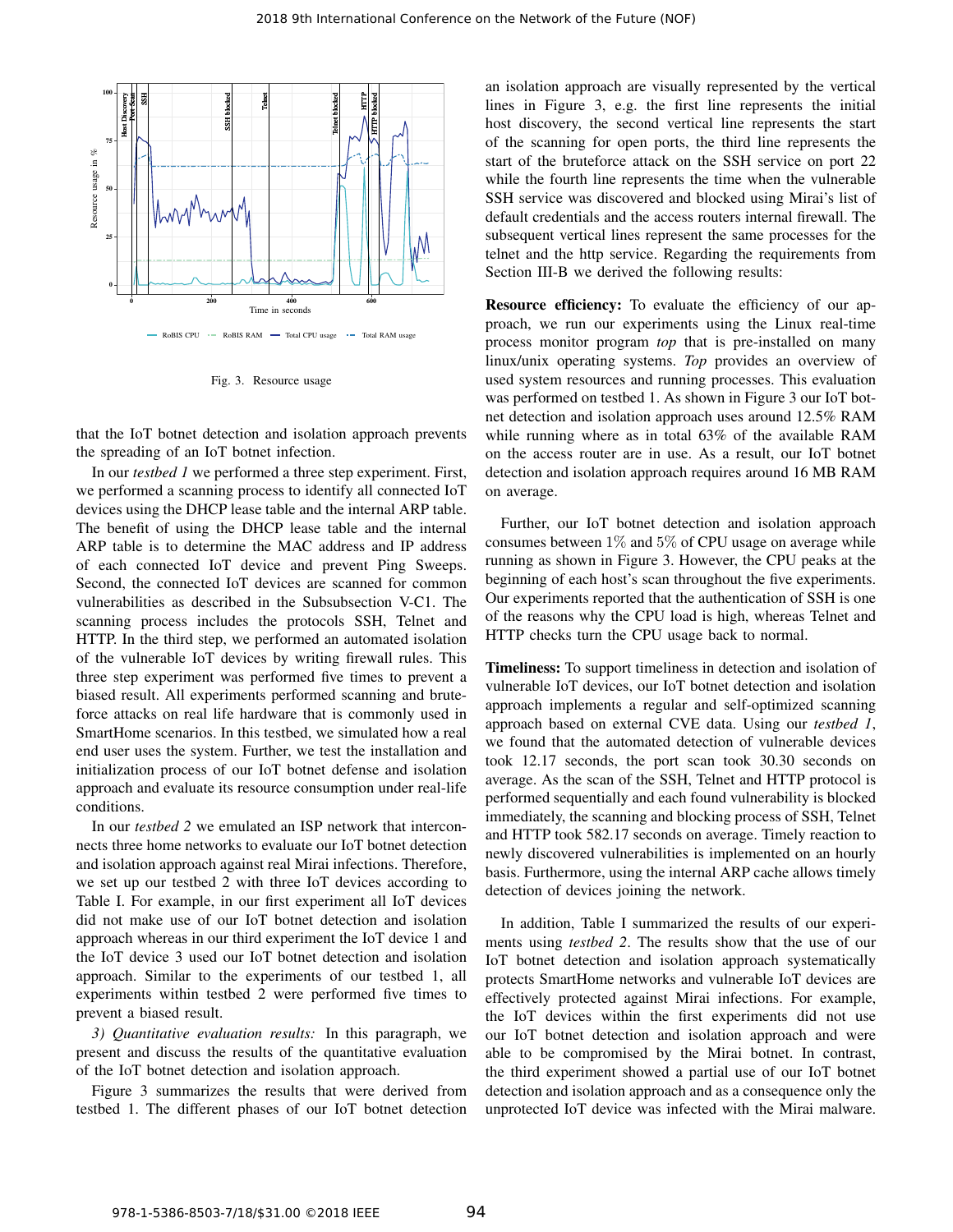Fig. 3. Resource usage

that the IoT botnet detection and isolation approach prevents the spreading of an IoT botnet infection.

In our *testbed 1* we performed a three step experiment. First, we performed a scanning process to identify all connected IoT devices using the DHCP lease table and the internal ARP table. The benefit of using the DHCP lease table and the internal ARP table is to determine the MAC address and IP address of each connected IoT device and prevent Ping Sweeps. Second, the connected IoT devices are scanned for common vulnerabilities as described in the Subsubsection V-C1. The scanning process includes the protocols SSH, Telnet and HTTP. In the third step, we performed an automated isolation of the vulnerable IoT devices by writing firewall rules. This three step experiment was performed five times to prevent a biased result. All experiments performed scanning and bruteforce attacks on real life hardware that is commonly used in SmartHome scenarios. In this testbed, we simulated how a real end user uses the system. Further, we test the installation and initialization process of our IoT botnet defense and isolation approach and evaluate its resource consumption under real-life conditions.

In our *testbed 2* we emulated an ISP network that interconnects three home networks to evaluate our IoT botnet detection and isolation approach against real Mirai infections. Therefore, we set up our testbed 2 with three IoT devices according to Table I. For example, in our first experiment all IoT devices did not make use of our IoT botnet detection and isolation approach whereas in our third experiment the IoT device 1 and the IoT device 3 used our IoT botnet detection and isolation approach. Similar to the experiments of our testbed 1, all experiments within testbed 2 were performed five times to prevent a biased result.

*3) Quantitative evaluation results:* In this paragraph, we present and discuss the results of the quantitative evaluation of the IoT botnet detection and isolation approach.

Figure 3 summarizes the results that were derived from testbed 1. The different phases of our IoT botnet detection an isolation approach are visually represented by the vertical lines in Figure 3, e.g. the first line represents the initial host discovery, the second vertical line represents the start of the scanning for open ports, the third line represents the start of the bruteforce attack on the SSH service on port 22 while the fourth line represents the time when the vulnerable SSH service was discovered and blocked using Mirai's list of default credentials and the access routers internal firewall. The subsequent vertical lines represent the same processes for the telnet and the http service. Regarding the requirements from Section III-B we derived the following results:

**Resource efficiency:** To evaluate the efficiency of our approach, we run our experiments using the Linux real-time process monitor program *top* that is pre-installed on many linux/unix operating systems. *Top* provides an overview of used system resources and running processes. This evaluation was performed on testbed 1. As shown in Figure 3 our IoT botnet detection and isolation approach uses around 12.5% RAM while running where as in total 63% of the available RAM on the access router are in use. As a result, our IoT botnet detection and isolation approach requires around 16 MB RAM on average.

Further, our IoT botnet detection and isolation approach consumes between $1\%$ and $5\%$ of CPU usage on average while running as shown in Figure 3. However, the CPU peaks at the beginning of each host's scan throughout the five experiments. Our experiments reported that the authentication of SSH is one of the reasons why the CPU load is high, whereas Telnet and HTTP checks turn the CPU usage back to normal.

**Timeliness:** To support timeliness in detection and isolation of vulnerable IoT devices, our IoT botnet detection and isolation approach implements a regular and self-optimized scanning approach based on external CVE data. Using our *testbed 1*, we found that the automated detection of vulnerable devices took 12.17 seconds, the port scan took 30.30 seconds on average. As the scan of the SSH, Telnet and HTTP protocol is performed sequentially and each found vulnerability is blocked immediately, the scanning and blocking process of SSH, Telnet and HTTP took 582.17 seconds on average. Timely reaction to newly discovered vulnerabilities is implemented on an hourly basis. Furthermore, using the internal ARP cache allows timely detection of devices joining the network.

In addition, Table I summarized the results of our experiments using *testbed 2*. The results show that the use of our IoT botnet detection and isolation approach systematically protects SmartHome networks and vulnerable IoT devices are effectively protected against Mirai infections. For example, the IoT devices within the first experiments did not use our IoT botnet detection and isolation approach and were able to be compromised by the Mirai botnet. In contrast, the third experiment showed a partial use of our IoT botnet detection and isolation approach and as a consequence only the unprotected IoT device was infected with the Mirai malware.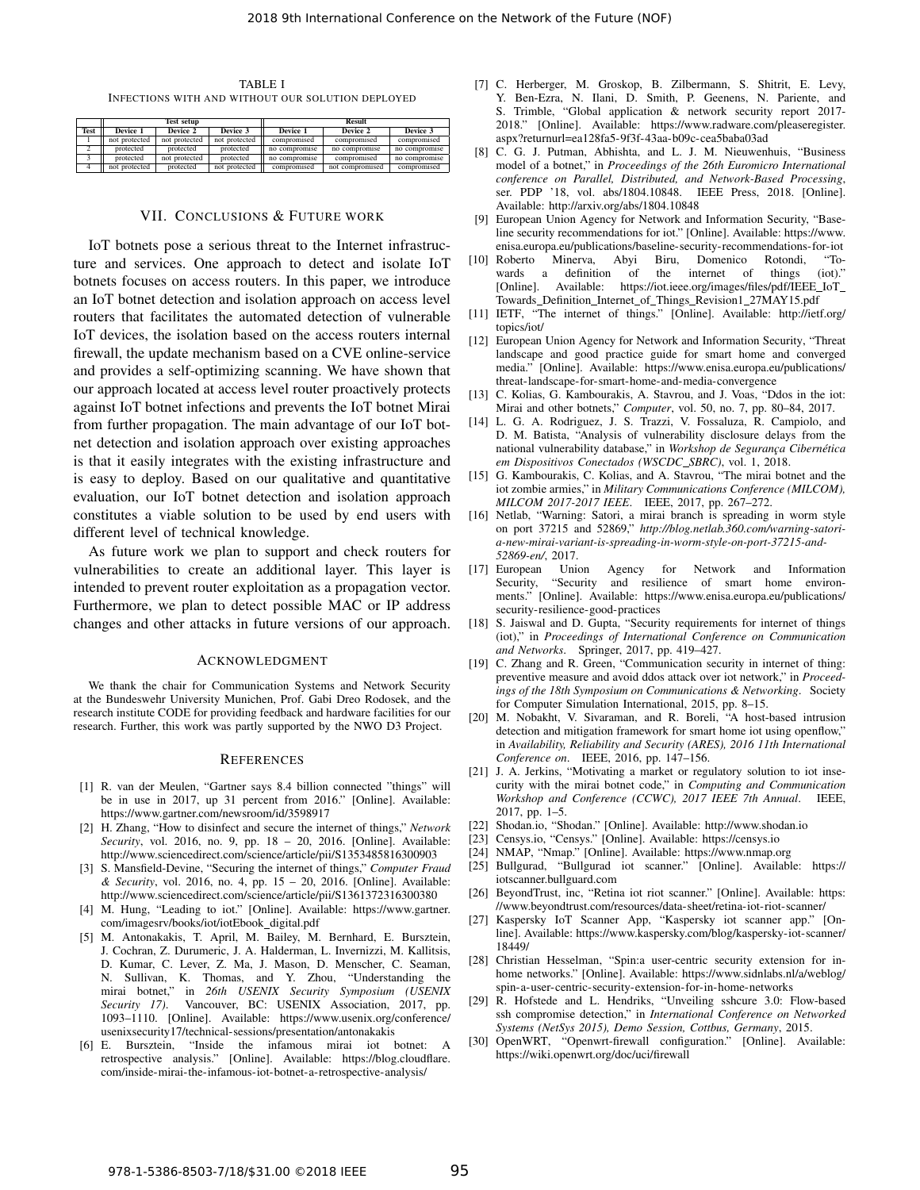TABLE I
INFECTIONS WITH AND WITHOUT OUR SOLUTION DEPLOYED

| | Test setup | | | Result | | |
|---|---|---|---|---|---|---|
| Test | Device 1 | Device 2 | Device 3 | Device 1 | Device 2 | Device 3 |
| 1 | not protected | not protected | not protected | compromised | compromised | compromised |
| 2 | protected | protected | protected | no compromise | no compromise | no compromise |
| 3 | protected | not protected | protected | no compromise | compromised | no compromise |
| 4 | not protected | protected | not protected | compromised | not compromised | compromised |

## VII. Conclusions & Future work

IoT botnets pose a serious threat to the Internet infrastructure and services. One approach to detect and isolate IoT botnets focuses on access routers. In this paper, we introduce an IoT botnet detection and isolation approach on access level routers that facilitates the automated detection of vulnerable IoT devices, the isolation based on the access routers internal firewall, the update mechanism based on a CVE online-service and provides a self-optimizing scanning. We have shown that our approach located at access level router proactively protects against IoT botnet infections and prevents the IoT botnet Mirai from further propagation. The main advantage of our IoT botnet detection and isolation approach over existing approaches is that it easily integrates with the existing infrastructure and is easy to deploy. Based on our qualitative and quantitative evaluation, our IoT botnet detection and isolation approach constitutes a viable solution to be used by end users with different level of technical knowledge.

As future work we plan to support and check routers for vulnerabilities to create an additional layer. This layer is intended to prevent router exploitation as a propagation vector. Furthermore, we plan to detect possible MAC or IP address changes and other attacks in future versions of our approach.

## Acknowledgment

We thank the chair for Communication Systems and Network Security at the Bundeswehr University Munichen, Prof. Gabi Dreo Rodosek, and the research institute CODE for providing feedback and hardware facilities for our research. Further, this work was partly supported by the NWO D3 Project.

## References

[1] R. van der Meulen, "Gartner says 8.4 billion connected "things" will be in use in 2017, up 31 percent from 2016." [Online]. Available: https://www.gartner.com/newsroom/id/3598917

[2] H. Zhang, "How to disinfect and secure the internet of things," *Network Security*, vol. 2016, no. 9, pp. 18 – 20, 2016. [Online]. Available: http://www.sciencedirect.com/science/article/pii/S1353485816300903

[3] S. Mansfield-Devine, "Securing the internet of things," *Computer Fraud & Security*, vol. 2016, no. 4, pp. 15 – 20, 2016. [Online]. Available: http://www.sciencedirect.com/science/article/pii/S1361372316300380

[4] M. Hung, "Leading to iot." [Online]. Available: https://www.gartner.com/imagesrv/books/iot/iotEbook_digital.pdf

[5] M. Antonakakis, T. April, M. Bailey, M. Bernhard, E. Bursztein, J. Cochran, Z. Durumeric, J. A. Halderman, L. Invernizzi, M. Kallitsis, D. Kumar, C. Lever, Z. Ma, J. Mason, D. Menscher, C. Seaman, N. Sullivan, K. Thomas, and Y. Zhou, "Understanding the mirai botnet," in *26th USENIX Security Symposium (USENIX Security 17)*. Vancouver, BC: USENIX Association, 2017, pp. 1093–1110. [Online]. Available: https://www.usenix.org/conference/usenixsecurity17/technical-sessions/presentation/antonakakis

[6] E. Bursztein, "Inside the infamous mirai iot botnet: A retrospective analysis." [Online]. Available: https://blog.cloudflare.com/inside-mirai-the-infamous-iot-botnet-a-retrospective-analysis/

[7] C. Herberger, M. Groskop, B. Zilbermann, S. Shitrit, E. Levy, Y. Ben-Ezra, N. Ilani, D. Smith, P. Geenens, N. Pariente, and S. Trimble, "Global application & network security report 2017-2018." [Online]. Available: https://www.radware.com/pleaseregister.aspx?returnurl=ea128fa5-9f3f-43aa-b09c-cea5baba03ad

[8] C. G. J. Putman, Abhishta, and L. J. M. Nieuwenhuis, "Business model of a botnet," in *Proceedings of the 26th Euromicro International conference on Parallel, Distributed, and Network-Based Processing*, ser. PDP '18, vol. abs/1804.10848. IEEE Press, 2018. [Online]. Available: http://arxiv.org/abs/1804.10848

[9] European Union Agency for Network and Information Security, "Baseline security recommendations for iot." [Online]. Available: https://www.enisa.europa.eu/publications/baseline-security-recommendations-for-iot

[10] Roberto Minerva, Abyi Biru, Domenico Rotondi, "Towards a definition of the internet of things (iot)." [Online]. Available: https://iot.ieee.org/images/files/pdf/IEEE_IoT_Towards_Definition_Internet_of_Things_Revision1_27MAY15.pdf

[11] IETF, "The internet of things." [Online]. Available: http://ietf.org/topics/iot/

[12] European Union Agency for Network and Information Security, "Threat landscape and good practice guide for smart home and converged media." [Online]. Available: https://www.enisa.europa.eu/publications/threat-landscape-for-smart-home-and-media-convergence

[13] C. Kolias, G. Kambourakis, A. Stavrou, and J. Voas, "Ddos in the iot: Mirai and other botnets," *Computer*, vol. 50, no. 7, pp. 80–84, 2017.

[14] L. G. A. Rodriguez, J. S. Trazzi, V. Fossaluza, R. Campiolo, and D. M. Batista, "Analysis of vulnerability disclosure delays from the national vulnerability database," in *Workshop de Segurança Cibernética em Dispositivos Conectados (WSCDC_SBRC)*, vol. 1, 2018.

[15] G. Kambourakis, C. Kolias, and A. Stavrou, "The mirai botnet and the iot zombie armies," in *Military Communications Conference (MILCOM), MILCOM 2017-2017 IEEE*. IEEE, 2017, pp. 267–272.

[16] Netlab, "Warning: Satori, a mirai branch is spreading in worm style on port 37215 and 52869," *http://blog.netlab.360.com/warning-satori-a-new-mirai-variant-is-spreading-in-worm-style-on-port-37215-and-52869-en/*, 2017.

[17] European Union Agency for Network and Information Security, "Security and resilience of smart home environments." [Online]. Available: https://www.enisa.europa.eu/publications/security-resilience-good-practices

[18] S. Jaiswal and D. Gupta, "Security requirements for internet of things (iot)," in *Proceedings of International Conference on Communication and Networks*. Springer, 2017, pp. 419–427.

[19] C. Zhang and R. Green, "Communication security in internet of thing: preventive measure and avoid ddos attack over iot network," in *Proceedings of the 18th Symposium on Communications & Networking*. Society for Computer Simulation International, 2015, pp. 8–15.

[20] M. Nobakht, V. Sivaraman, and R. Boreli, "A host-based intrusion detection and mitigation framework for smart home iot using openflow," in *Availability, Reliability and Security (ARES), 2016 11th International Conference on*. IEEE, 2016, pp. 147–156.

[21] J. A. Jerkins, "Motivating a market or regulatory solution to iot insecurity with the mirai botnet code," in *Computing and Communication Workshop and Conference (CCWC), 2017 IEEE 7th Annual*. IEEE, 2017, pp. 1–5.

[22] Shodan.io, "Shodan." [Online]. Available: http://www.shodan.io

[23] Censys.io, "Censys." [Online]. Available: https://censys.io

[24] NMAP, "Nmap." [Online]. Available: https://www.nmap.org

[25] Bullgurad, "Bullgurad iot scanner." [Online]. Available: https://iotscanner.bullguard.com

[26] BeyondTrust, inc, "Retina iot riot scanner." [Online]. Available: https://www.beyondtrust.com/resources/data-sheet/retina-iot-riot-scanner/

[27] Kaspersky IoT Scanner App, "Kaspersky iot scanner app." [Online]. Available: https://www.kaspersky.com/blog/kaspersky-iot-scanner/18449/

[28] Christian Hesselman, "Spin:a user-centric security extension for in-home networks." [Online]. Available: https://www.sidnlabs.nl/a/weblog/spin-a-user-centric-security-extension-for-in-home-networks

[29] R. Hofstede and L. Hendriks, "Unveiling sshcure 3.0: Flow-based ssh compromise detection," in *International Conference on Networked Systems (NetSys 2015), Demo Session, Cottbus, Germany*, 2015.

[30] OpenWRT, "Openwrt-firewall configuration." [Online]. Available: https://wiki.openwrt.org/doc/uci/firewall